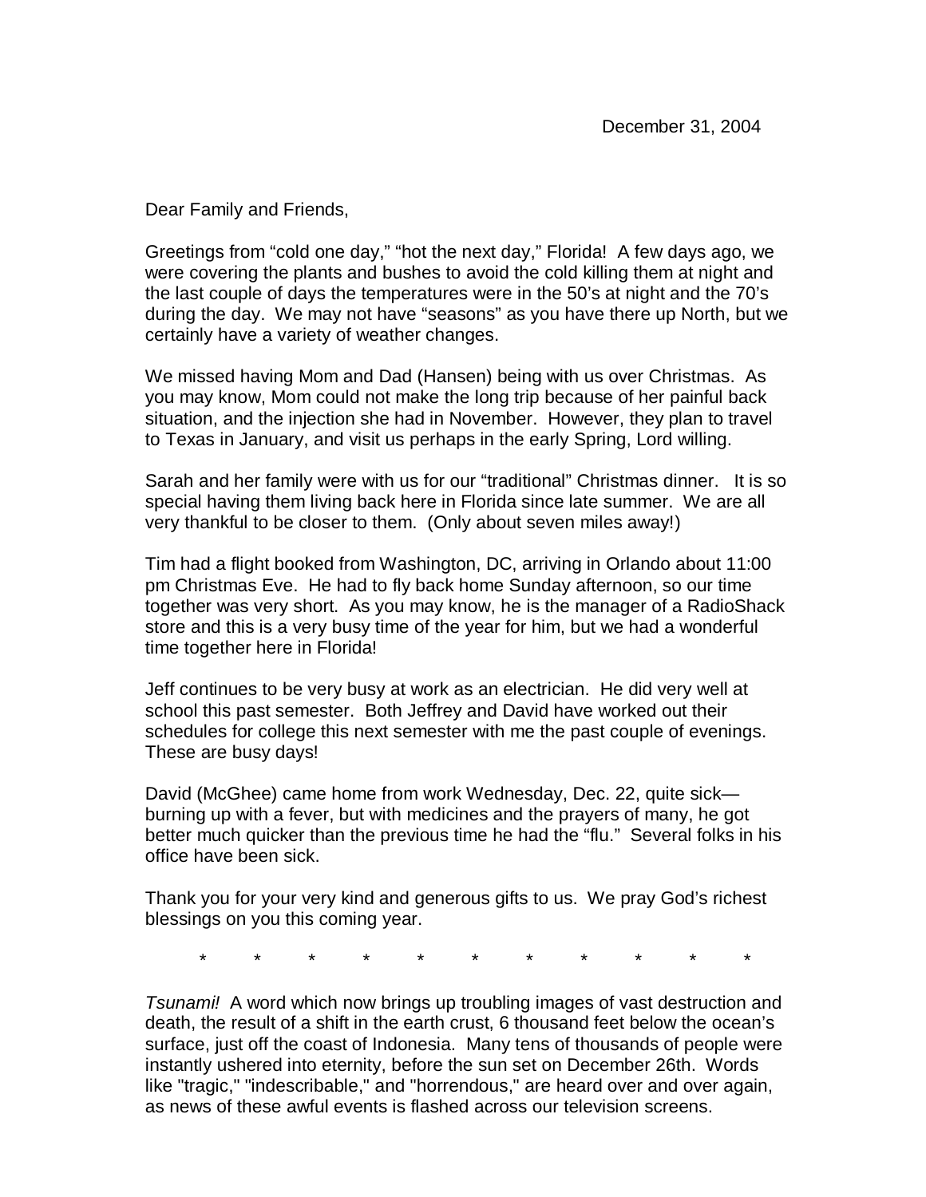December 31, 2004

Dear Family and Friends,

Greetings from "cold one day," "hot the next day," Florida! A few days ago, we were covering the plants and bushes to avoid the cold killing them at night and the last couple of days the temperatures were in the 50's at night and the 70's during the day. We may not have "seasons" as you have there up North, but we certainly have a variety of weather changes.

We missed having Mom and Dad (Hansen) being with us over Christmas. As you may know, Mom could not make the long trip because of her painful back situation, and the injection she had in November. However, they plan to travel to Texas in January, and visit us perhaps in the early Spring, Lord willing.

Sarah and her family were with us for our "traditional" Christmas dinner. It is so special having them living back here in Florida since late summer. We are all very thankful to be closer to them. (Only about seven miles away!)

Tim had a flight booked from Washington, DC, arriving in Orlando about 11:00 pm Christmas Eve. He had to fly back home Sunday afternoon, so our time together was very short. As you may know, he is the manager of a RadioShack store and this is a very busy time of the year for him, but we had a wonderful time together here in Florida!

Jeff continues to be very busy at work as an electrician. He did very well at school this past semester. Both Jeffrey and David have worked out their schedules for college this next semester with me the past couple of evenings. These are busy days!

David (McGhee) came home from work Wednesday, Dec. 22, quite sick—burning up with a fever, but with medicines and the prayers of many, he got better much quicker than the previous time he had the "flu." Several folks in his office have been sick.

Thank you for your very kind and generous gifts to us. We pray God's richest blessings on you this coming year.

\* \* \* \* \* \* \* \* \* \* \*

*Tsunami!* A word which now brings up troubling images of vast destruction and death, the result of a shift in the earth crust, 6 thousand feet below the ocean's surface, just off the coast of Indonesia. Many tens of thousands of people were instantly ushered into eternity, before the sun set on December 26th. Words like "tragic," "indescribable," and "horrendous," are heard over and over again, as news of these awful events is flashed across our television screens.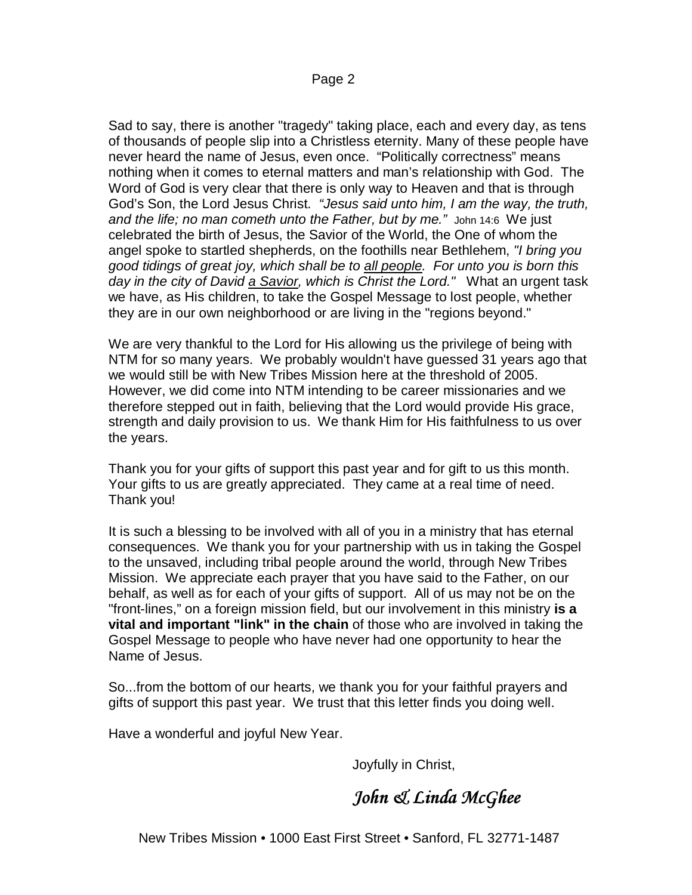Sad to say, there is another "tragedy" taking place, each and every day, as tens of thousands of people slip into a Christless eternity. Many of these people have never heard the name of Jesus, even once. "Politically correctness" means nothing when it comes to eternal matters and man's relationship with God. The Word of God is very clear that there is only way to Heaven and that is through God's Son, the Lord Jesus Christ. *"Jesus said unto him, I am the way, the truth, and the life; no man cometh unto the Father, but by me."* John 14:6 We just celebrated the birth of Jesus, the Savior of the World, the One of whom the angel spoke to startled shepherds, on the foothills near Bethlehem, *"I bring you good tidings of great joy, which shall be to <u>all people</u>. For unto you is born this day in the city of David <u>a Savior</u>, which is Christ the Lord."* What an urgent task we have, as His children, to take the Gospel Message to lost people, whether they are in our own neighborhood or are living in the "regions beyond."

We are very thankful to the Lord for His allowing us the privilege of being with NTM for so many years. We probably wouldn't have guessed 31 years ago that we would still be with New Tribes Mission here at the threshold of 2005. However, we did come into NTM intending to be career missionaries and we therefore stepped out in faith, believing that the Lord would provide His grace, strength and daily provision to us. We thank Him for His faithfulness to us over the years.

Thank you for your gifts of support this past year and for gift to us this month. Your gifts to us are greatly appreciated. They came at a real time of need. Thank you!

It is such a blessing to be involved with all of you in a ministry that has eternal consequences. We thank you for your partnership with us in taking the Gospel to the unsaved, including tribal people around the world, through New Tribes Mission. We appreciate each prayer that you have said to the Father, on our behalf, as well as for each of your gifts of support. All of us may not be on the "front-lines," on a foreign mission field, but our involvement in this ministry **is a vital and important "link" in the chain** of those who are involved in taking the Gospel Message to people who have never had one opportunity to hear the Name of Jesus.

So...from the bottom of our hearts, we thank you for your faithful prayers and gifts of support this past year. We trust that this letter finds you doing well.

Have a wonderful and joyful New Year.

Joyfully in Christ,

*John & Linda McGhee*

New Tribes Mission • 1000 East First Street • Sanford, FL 32771-1487